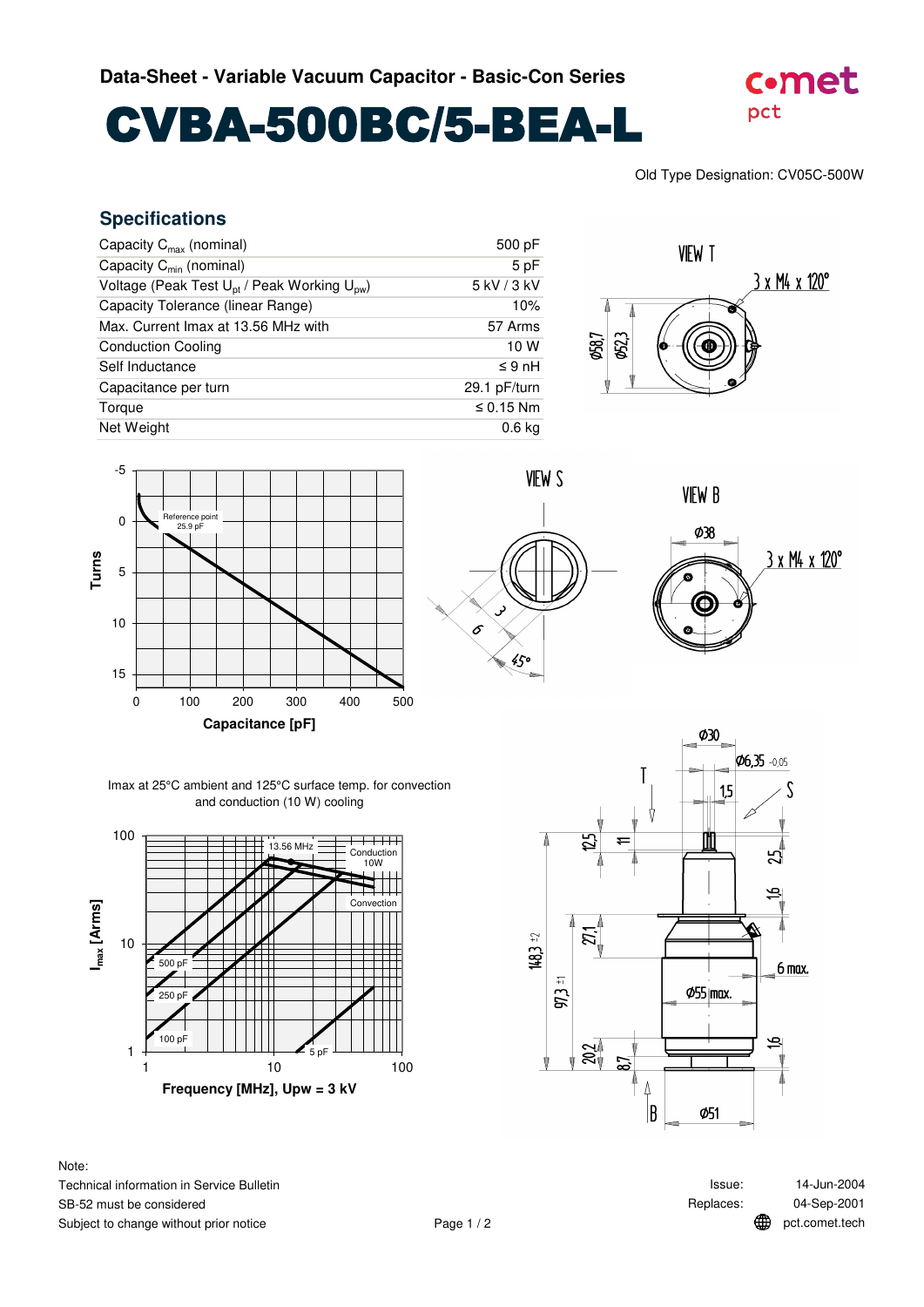**Data-Sheet - Variable Vacuum Capacitor - Basic-Con Series**

# CVBA-500BC/5-BEA-L

Old Type Designation: CV05C-500W

## Specifications

| | |
|---|---|
| Capacity $C_{max}$ (nominal) | 500 pF |
| Capacity $C_{min}$ (nominal) | 5 pF |
| Voltage (Peak Test $U_{pt}$ / Peak Working $U_{pw}$) | 5 kV / 3 kV |
| Capacity Tolerance (linear Range) | 10% |
| Max. Current Imax at 13.56 MHz with | 57 Arms |
| Conduction Cooling | 10 W |
| Self Inductance | ≤ 9 nH |
| Capacitance per turn | 29.1 pF/turn |
| Torque | ≤ 0.15 Nm |
| Net Weight | 0.6 kg |

Imax at 25°C ambient and 125°C surface temp. for convection and conduction (10 W) cooling

Note:
Technical information in Service Bulletin
SB-52 must be considered
Subject to change without prior notice

Issue: 14-Jun-2004
Replaces: 04-Sep-2001
pct.comet.tech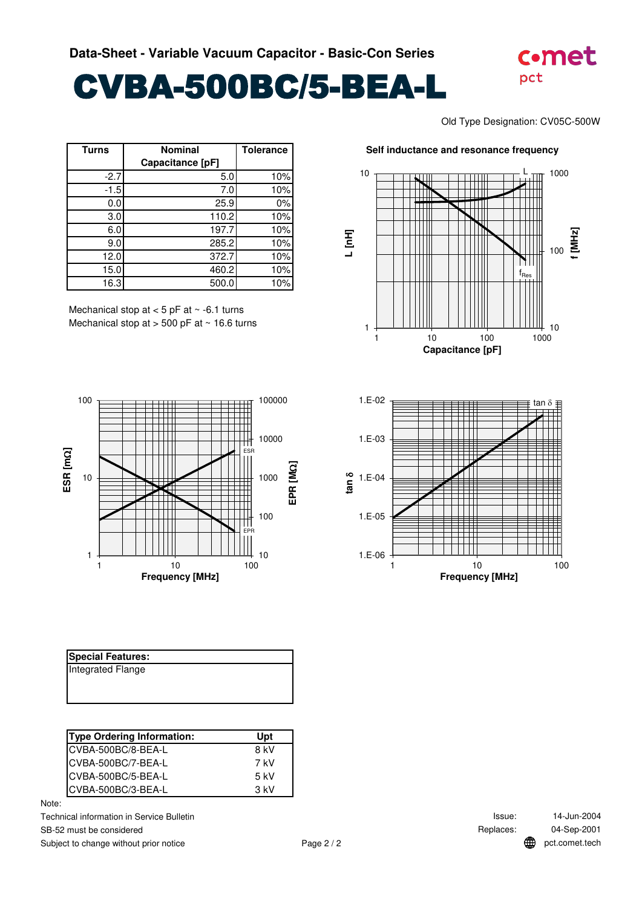Data-Sheet - Variable Vacuum Capacitor - Basic-Con Series

# CVBA-500BC/5-BEA-L

comet pct

Old Type Designation: CV05C-500W

| Turns | Nominal Capacitance [pF] | Tolerance |
|---|---|---|
| -2.7 | 5.0 | 10% |
| -1.5 | 7.0 | 10% |
| 0.0 | 25.9 | 0% |
| 3.0 | 110.2 | 10% |
| 6.0 | 197.7 | 10% |
| 9.0 | 285.2 | 10% |
| 12.0 | 372.7 | 10% |
| 15.0 | 460.2 | 10% |
| 16.3 | 500.0 | 10% |

Mechanical stop at < 5 pF at ~ -6.1 turns
Mechanical stop at > 500 pF at ~ 16.6 turns

**Self inductance and resonance frequency**

L [nH]
10
1
f [MHz]
1000
100
10
L
$f_{Res}$
1
10
100
1000
Capacitance [pF]

ESR [mΩ]
100
10
1
EPR [MΩ]
100000
10000
1000
100
10
ESR
EPR
1
10
100
Frequency [MHz]

tan δ
1.E-02
1.E-03
1.E-04
1.E-05
1.E-06
tan δ
1
10
100
Frequency [MHz]

| **Special Features:** |
|---|
| Integrated Flange |

| Type Ordering Information: | Upt |
|---|---|
| CVBA-500BC/8-BEA-L | 8 kV |
| CVBA-500BC/7-BEA-L | 7 kV |
| CVBA-500BC/5-BEA-L | 5 kV |
| CVBA-500BC/3-BEA-L | 3 kV |

Note:
Technical information in Service Bulletin
SB-52 must be considered
Subject to change without prior notice

Issue: 14-Jun-2004
Replaces: 04-Sep-2001
pct.comet.tech